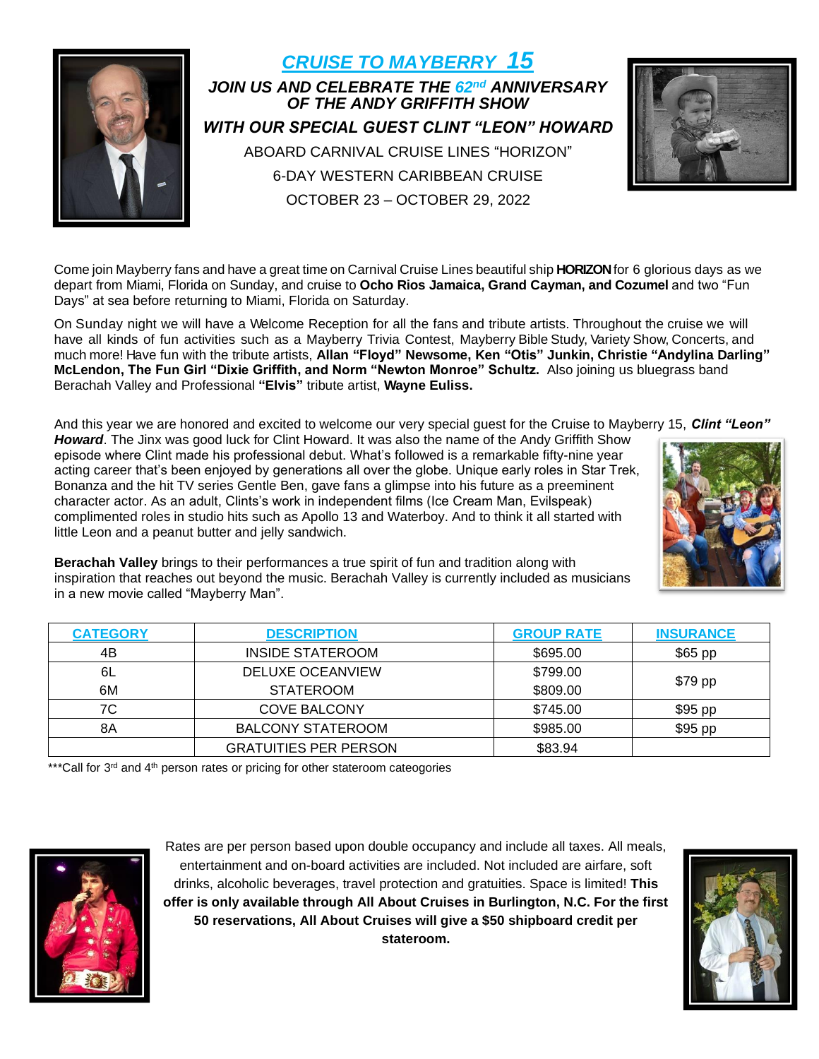# *CRUISE TO MAYBERRY 15*

### *JOIN US AND CELEBRATE THE 62nd ANNIVERSARY OF THE ANDY GRIFFITH SHOW*

### *WITH OUR SPECIAL GUEST CLINT "LEON" HOWARD*

ABOARD CARNIVAL CRUISE LINES "HORIZON"

6-DAY WESTERN CARIBBEAN CRUISE

OCTOBER 23 – OCTOBER 29, 2022

Come join Mayberry fans and have a great time on Carnival Cruise Lines beautiful ship **HORIZON** for 6 glorious days as we depart from Miami, Florida on Sunday, and cruise to **Ocho Rios Jamaica, Grand Cayman, and Cozumel** and two "Fun Days" at sea before returning to Miami, Florida on Saturday.

On Sunday night we will have a Welcome Reception for all the fans and tribute artists. Throughout the cruise we will have all kinds of fun activities such as a Mayberry Trivia Contest, Mayberry Bible Study, Variety Show, Concerts, and much more! Have fun with the tribute artists, **Allan "Floyd" Newsome, Ken "Otis" Junkin, Christie "Andylina Darling" McLendon, The Fun Girl "Dixie Griffith, and Norm "Newton Monroe" Schultz.** Also joining us bluegrass band Berachah Valley and Professional **"Elvis"** tribute artist, **Wayne Euliss.**

And this year we are honored and excited to welcome our very special guest for the Cruise to Mayberry 15, ***Clint "Leon" Howard***. The Jinx was good luck for Clint Howard. It was also the name of the Andy Griffith Show episode where Clint made his professional debut. What's followed is a remarkable fifty-nine year acting career that's been enjoyed by generations all over the globe. Unique early roles in Star Trek, Bonanza and the hit TV series Gentle Ben, gave fans a glimpse into his future as a preeminent character actor. As an adult, Clints's work in independent films (Ice Cream Man, Evilspeak) complimented roles in studio hits such as Apollo 13 and Waterboy. And to think it all started with little Leon and a peanut butter and jelly sandwich.

**Berachah Valley** brings to their performances a true spirit of fun and tradition along with inspiration that reaches out beyond the music. Berachah Valley is currently included as musicians in a new movie called "Mayberry Man".

| CATEGORY | DESCRIPTION | GROUP RATE | INSURANCE |
|---|---|---|---|
| 4B | INSIDE STATEROOM | $695.00 | $65 pp |
| 6L | DELUXE OCEANVIEW | $799.00 | $79 pp |
| 6M | STATEROOM | $809.00 | |
| 7C | COVE BALCONY | $745.00 | $95 pp |
| 8A | BALCONY STATEROOM | $985.00 | $95 pp |
| | GRATUITIES PER PERSON | $83.94 | |

***Call for 3rd and 4th person rates or pricing for other stateroom cateogories

Rates are per person based upon double occupancy and include all taxes. All meals, entertainment and on-board activities are included. Not included are airfare, soft drinks, alcoholic beverages, travel protection and gratuities. Space is limited! **This offer is only available through All About Cruises in Burlington, N.C. For the first 50 reservations, All About Cruises will give a $50 shipboard credit per stateroom.**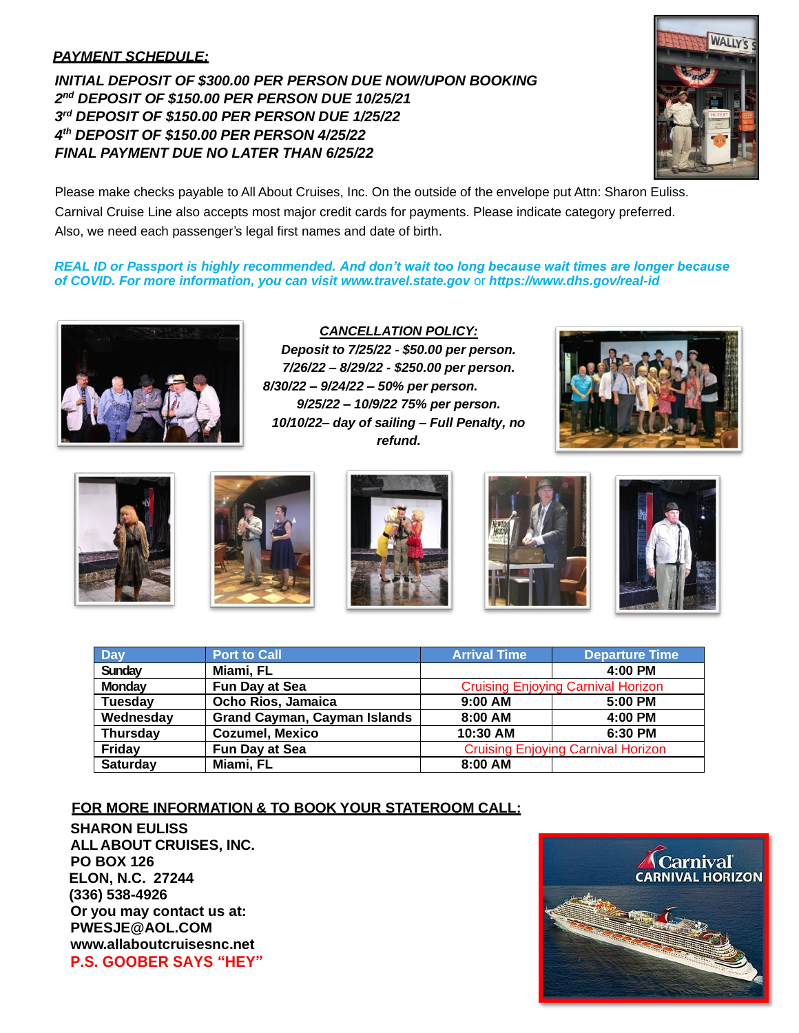***PAYMENT SCHEDULE:***

***INITIAL DEPOSIT OF $300.00 PER PERSON DUE NOW/UPON BOOKING***
***2nd DEPOSIT OF $150.00 PER PERSON DUE 10/25/21***
***3rd DEPOSIT OF $150.00 PER PERSON DUE 1/25/22***
***4th DEPOSIT OF $150.00 PER PERSON 4/25/22***
***FINAL PAYMENT DUE NO LATER THAN 6/25/22***

Please make checks payable to All About Cruises, Inc. On the outside of the envelope put Attn: Sharon Euliss. Carnival Cruise Line also accepts most major credit cards for payments. Please indicate category preferred. Also, we need each passenger's legal first names and date of birth.

***REAL ID or Passport is highly recommended. And don't wait too long because wait times are longer because of COVID. For more information, you can visit www.travel.state.gov*** or ***https://www.dhs.gov/real-id***

***CANCELLATION POLICY:***

***Deposit to 7/25/22 - $50.00 per person.***
***7/26/22 – 8/29/22 - $250.00 per person.***
***8/30/22 – 9/24/22 – 50% per person.***
***9/25/22 – 10/9/22 75% per person.***
***10/10/22– day of sailing – Full Penalty, no refund.***

| Day | Port to Call | Arrival Time | Departure Time |
|---|---|---|---|
| **Sunday** | **Miami, FL** | | **4:00 PM** |
| **Monday** | **Fun Day at Sea** | Cruising Enjoying Carnival Horizon | |
| **Tuesday** | **Ocho Rios, Jamaica** | **9:00 AM** | **5:00 PM** |
| **Wednesday** | **Grand Cayman, Cayman Islands** | **8:00 AM** | **4:00 PM** |
| **Thursday** | **Cozumel, Mexico** | **10:30 AM** | **6:30 PM** |
| **Friday** | **Fun Day at Sea** | Cruising Enjoying Carnival Horizon | |
| **Saturday** | **Miami, FL** | **8:00 AM** | |

**FOR MORE INFORMATION & TO BOOK YOUR STATEROOM CALL:**

**SHARON EULISS**
**ALL ABOUT CRUISES, INC.**
**PO BOX 126**
**ELON, N.C. 27244**
**(336) 538-4926**
**Or you may contact us at:**
**PWESJE@AOL.COM**
**www.allaboutcruisesnc.net**
**P.S. GOOBER SAYS "HEY"**